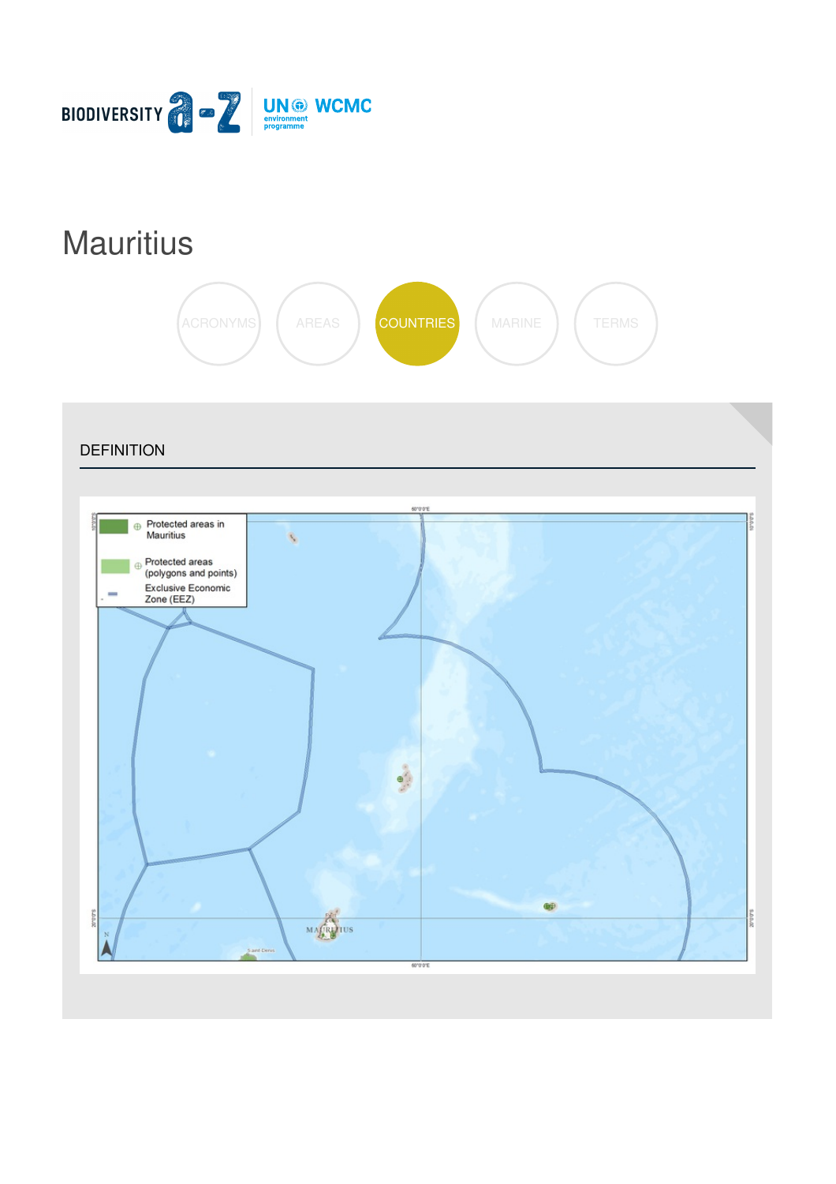BIODIVERSITY a-z | UN environment programme WCMC

# Mauritius

ACRONYMS | AREAS | COUNTRIES | MARINE | TERMS

## DEFINITION

Protected areas in Mauritius

Protected areas (polygons and points)

Exclusive Economic Zone (EEZ)

MAURITIUS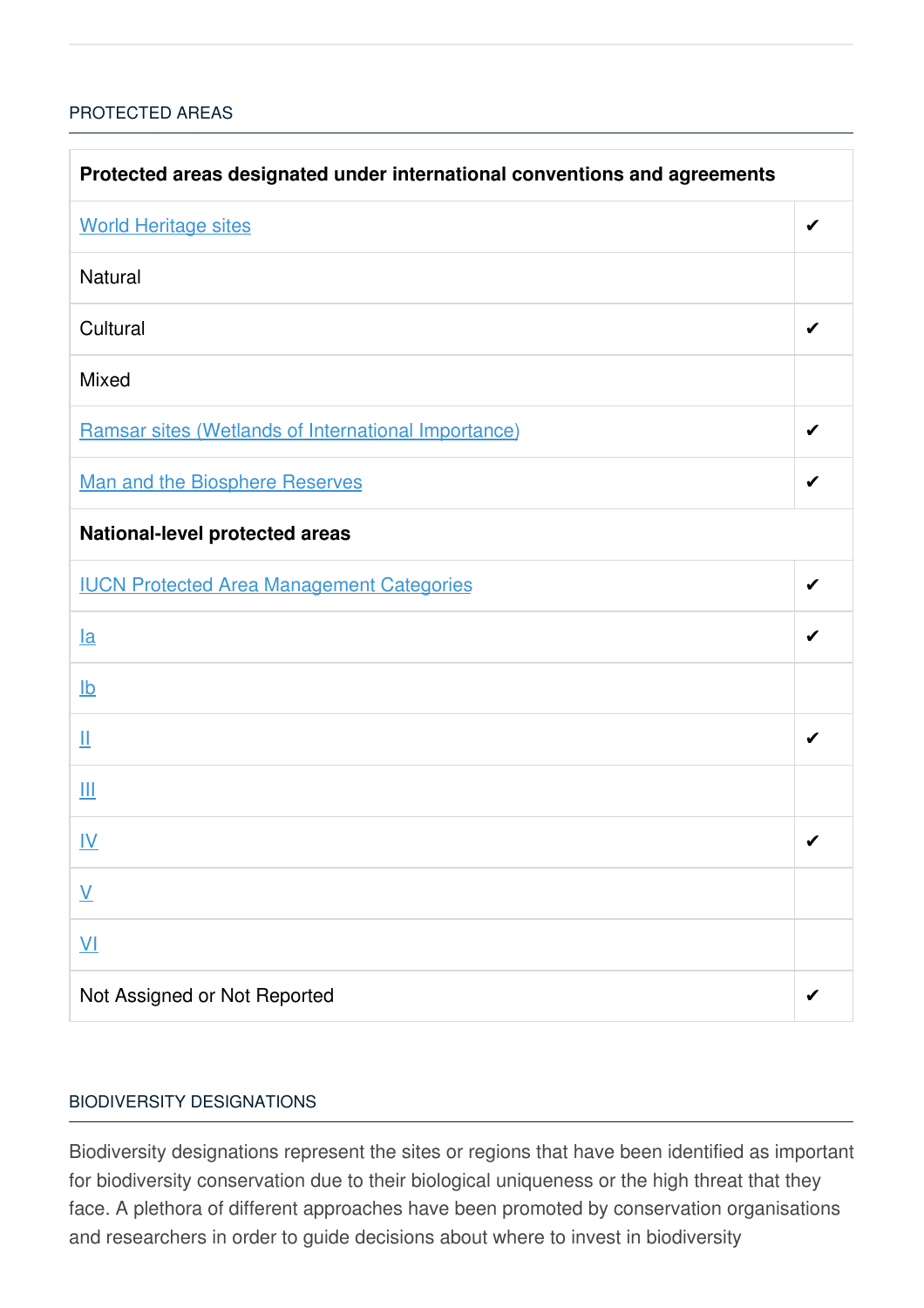## PROTECTED AREAS

| Protected areas designated under international conventions and agreements | |
|---|---|
| World Heritage sites | ✔ |
| Natural | |
| Cultural | ✔ |
| Mixed | |
| Ramsar sites (Wetlands of International Importance) | ✔ |
| Man and the Biosphere Reserves | ✔ |
| **National-level protected areas** | |
| IUCN Protected Area Management Categories | ✔ |
| Ia | ✔ |
| Ib | |
| II | ✔ |
| III | |
| IV | ✔ |
| V | |
| VI | |
| Not Assigned or Not Reported | ✔ |

## BIODIVERSITY DESIGNATIONS

Biodiversity designations represent the sites or regions that have been identified as important for biodiversity conservation due to their biological uniqueness or the high threat that they face. A plethora of different approaches have been promoted by conservation organisations and researchers in order to guide decisions about where to invest in biodiversity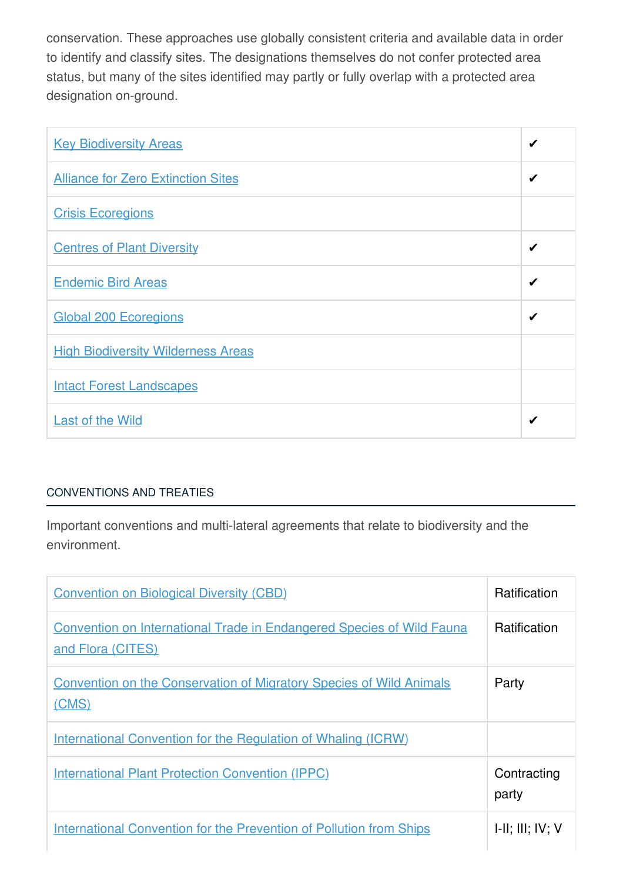conservation. These approaches use globally consistent criteria and available data in order to identify and classify sites. The designations themselves do not confer protected area status, but many of the sites identified may partly or fully overlap with a protected area designation on-ground.

| | |
|---|---|
| Key Biodiversity Areas | ✔ |
| Alliance for Zero Extinction Sites | ✔ |
| Crisis Ecoregions | |
| Centres of Plant Diversity | ✔ |
| Endemic Bird Areas | ✔ |
| Global 200 Ecoregions | ✔ |
| High Biodiversity Wilderness Areas | |
| Intact Forest Landscapes | |
| Last of the Wild | ✔ |

## CONVENTIONS AND TREATIES

Important conventions and multi-lateral agreements that relate to biodiversity and the environment.

| | |
|---|---|
| Convention on Biological Diversity (CBD) | Ratification |
| Convention on International Trade in Endangered Species of Wild Fauna and Flora (CITES) | Ratification |
| Convention on the Conservation of Migratory Species of Wild Animals (CMS) | Party |
| International Convention for the Regulation of Whaling (ICRW) | |
| International Plant Protection Convention (IPPC) | Contracting party |
| International Convention for the Prevention of Pollution from Ships | I-II; III; IV; V |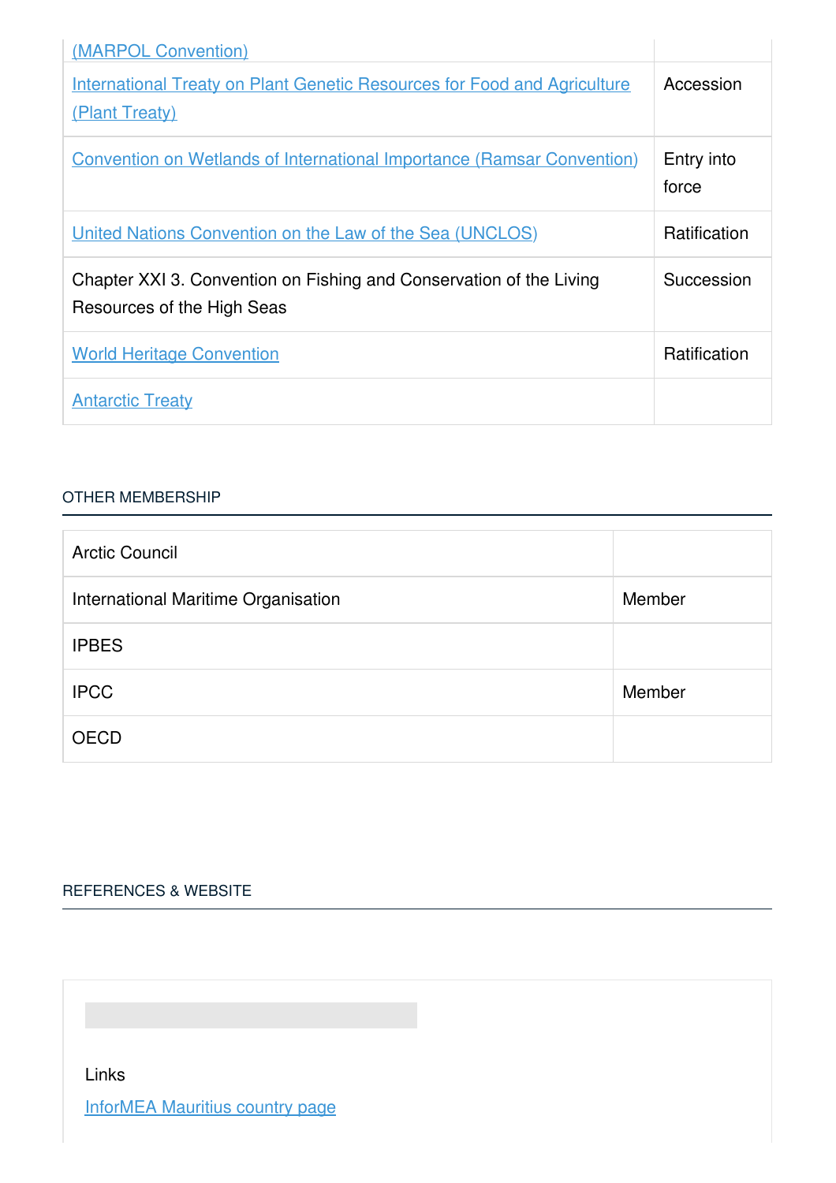| | |
|---|---|
| (MARPOL Convention) | |
| International Treaty on Plant Genetic Resources for Food and Agriculture (Plant Treaty) | Accession |
| Convention on Wetlands of International Importance (Ramsar Convention) | Entry into force |
| United Nations Convention on the Law of the Sea (UNCLOS) | Ratification |
| Chapter XXI 3. Convention on Fishing and Conservation of the Living Resources of the High Seas | Succession |
| World Heritage Convention | Ratification |
| Antarctic Treaty | |

## OTHER MEMBERSHIP

| | |
|---|---|
| Arctic Council | |
| International Maritime Organisation | Member |
| IPBES | |
| IPCC | Member |
| OECD | |

## REFERENCES & WEBSITE

Links

InforMEA Mauritius country page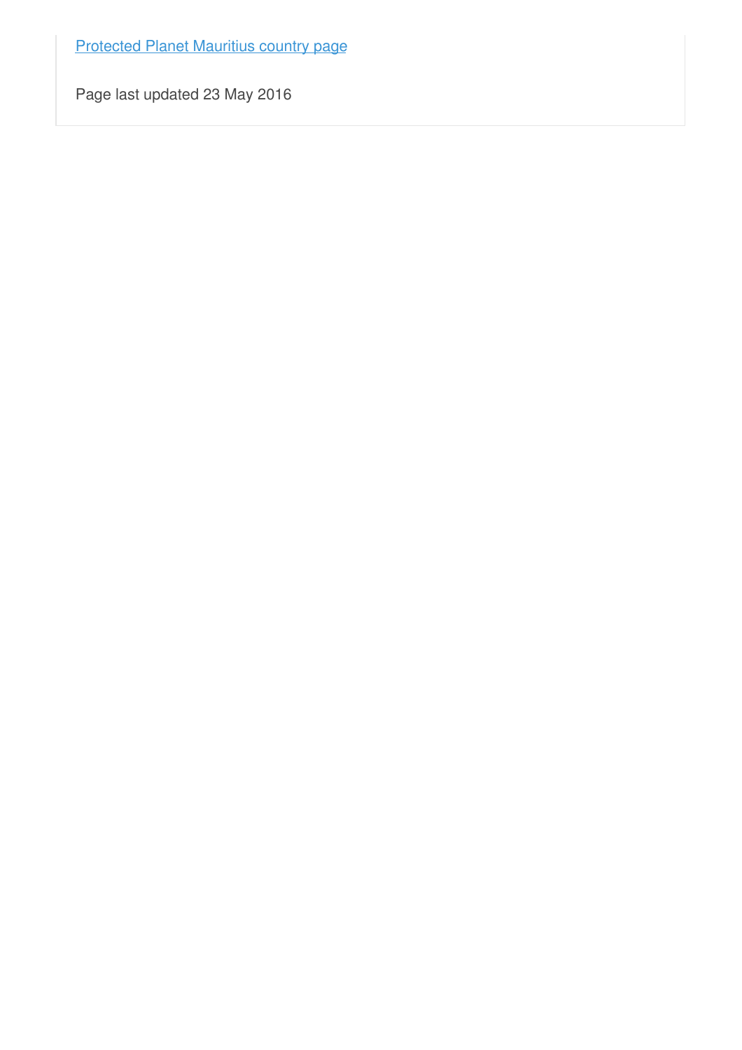[Protected Planet Mauritius country page]

Page last updated 23 May 2016